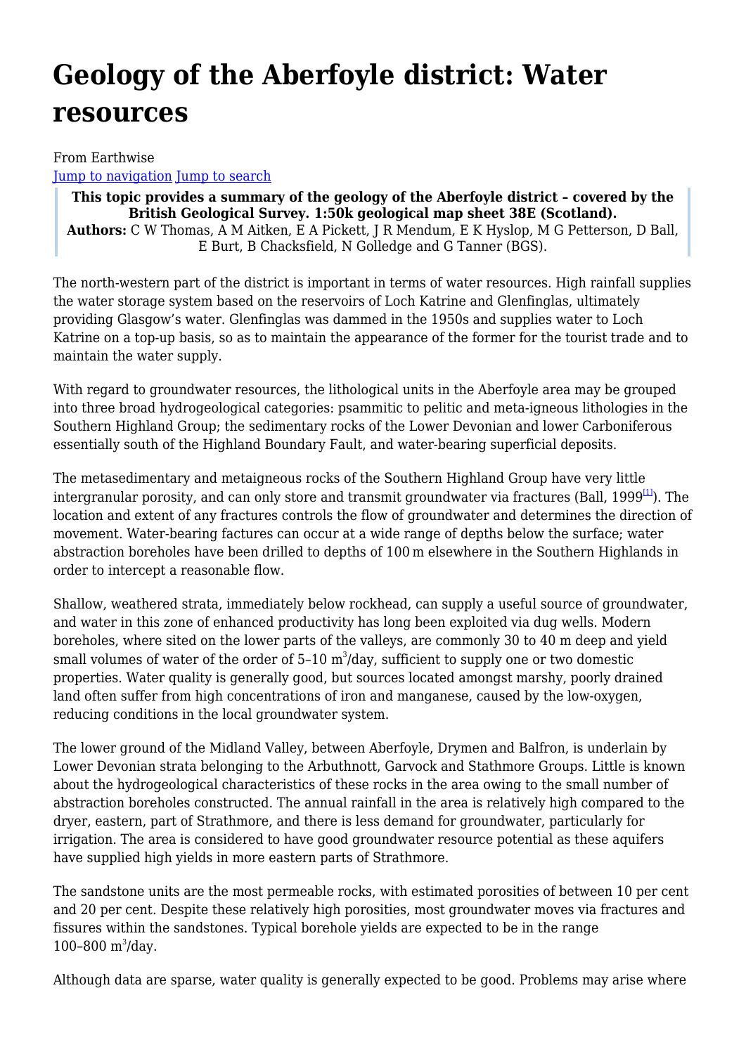# Geology of the Aberfoyle district: Water resources

From Earthwise
Jump to navigation Jump to search

> **This topic provides a summary of the geology of the Aberfoyle district – covered by the British Geological Survey. 1:50k geological map sheet 38E (Scotland).**
> **Authors:** C W Thomas, A M Aitken, E A Pickett, J R Mendum, E K Hyslop, M G Petterson, D Ball, E Burt, B Chacksfield, N Golledge and G Tanner (BGS).

The north-western part of the district is important in terms of water resources. High rainfall supplies the water storage system based on the reservoirs of Loch Katrine and Glenfinglas, ultimately providing Glasgow's water. Glenfinglas was dammed in the 1950s and supplies water to Loch Katrine on a top-up basis, so as to maintain the appearance of the former for the tourist trade and to maintain the water supply.

With regard to groundwater resources, the lithological units in the Aberfoyle area may be grouped into three broad hydrogeological categories: psammitic to pelitic and meta-igneous lithologies in the Southern Highland Group; the sedimentary rocks of the Lower Devonian and lower Carboniferous essentially south of the Highland Boundary Fault, and water-bearing superficial deposits.

The metasedimentary and metaigneous rocks of the Southern Highland Group have very little intergranular porosity, and can only store and transmit groundwater via fractures (Ball, 1999[1]). The location and extent of any fractures controls the flow of groundwater and determines the direction of movement. Water-bearing factures can occur at a wide range of depths below the surface; water abstraction boreholes have been drilled to depths of 100 m elsewhere in the Southern Highlands in order to intercept a reasonable flow.

Shallow, weathered strata, immediately below rockhead, can supply a useful source of groundwater, and water in this zone of enhanced productivity has long been exploited via dug wells. Modern boreholes, where sited on the lower parts of the valleys, are commonly 30 to 40 m deep and yield small volumes of water of the order of 5–10 $m^3$/day, sufficient to supply one or two domestic properties. Water quality is generally good, but sources located amongst marshy, poorly drained land often suffer from high concentrations of iron and manganese, caused by the low-oxygen, reducing conditions in the local groundwater system.

The lower ground of the Midland Valley, between Aberfoyle, Drymen and Balfron, is underlain by Lower Devonian strata belonging to the Arbuthnott, Garvock and Stathmore Groups. Little is known about the hydrogeological characteristics of these rocks in the area owing to the small number of abstraction boreholes constructed. The annual rainfall in the area is relatively high compared to the dryer, eastern, part of Strathmore, and there is less demand for groundwater, particularly for irrigation. The area is considered to have good groundwater resource potential as these aquifers have supplied high yields in more eastern parts of Strathmore.

The sandstone units are the most permeable rocks, with estimated porosities of between 10 per cent and 20 per cent. Despite these relatively high porosities, most groundwater moves via fractures and fissures within the sandstones. Typical borehole yields are expected to be in the range 100–800 $m^3$/day.

Although data are sparse, water quality is generally expected to be good. Problems may arise where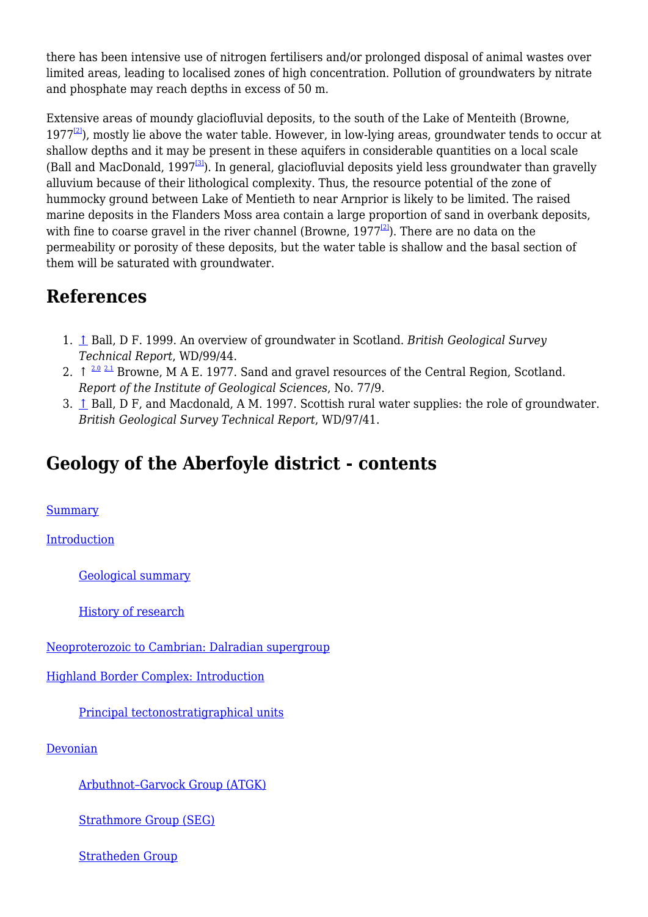there has been intensive use of nitrogen fertilisers and/or prolonged disposal of animal wastes over limited areas, leading to localised zones of high concentration. Pollution of groundwaters by nitrate and phosphate may reach depths in excess of 50 m.

Extensive areas of moundy glaciofluvial deposits, to the south of the Lake of Menteith (Browne, 1977[2]), mostly lie above the water table. However, in low-lying areas, groundwater tends to occur at shallow depths and it may be present in these aquifers in considerable quantities on a local scale (Ball and MacDonald, 1997[3]). In general, glaciofluvial deposits yield less groundwater than gravelly alluvium because of their lithological complexity. Thus, the resource potential of the zone of hummocky ground between Lake of Mentieth to near Arnprior is likely to be limited. The raised marine deposits in the Flanders Moss area contain a large proportion of sand in overbank deposits, with fine to coarse gravel in the river channel (Browne, 1977[2]). There are no data on the permeability or porosity of these deposits, but the water table is shallow and the basal section of them will be saturated with groundwater.

## References

1. ↑ Ball, D F. 1999. An overview of groundwater in Scotland. *British Geological Survey Technical Report*, WD/99/44.
2. ↑ [2.0] [2.1] Browne, M A E. 1977. Sand and gravel resources of the Central Region, Scotland. *Report of the Institute of Geological Sciences*, No. 77/9.
3. ↑ Ball, D F, and Macdonald, A M. 1997. Scottish rural water supplies: the role of groundwater. *British Geological Survey Technical Report*, WD/97/41.

## Geology of the Aberfoyle district - contents

Summary

Introduction

- Geological summary
- History of research

Neoproterozoic to Cambrian: Dalradian supergroup

Highland Border Complex: Introduction

- Principal tectonostratigraphical units

Devonian

- Arbuthnot–Garvock Group (ATGK)
- Strathmore Group (SEG)
- Stratheden Group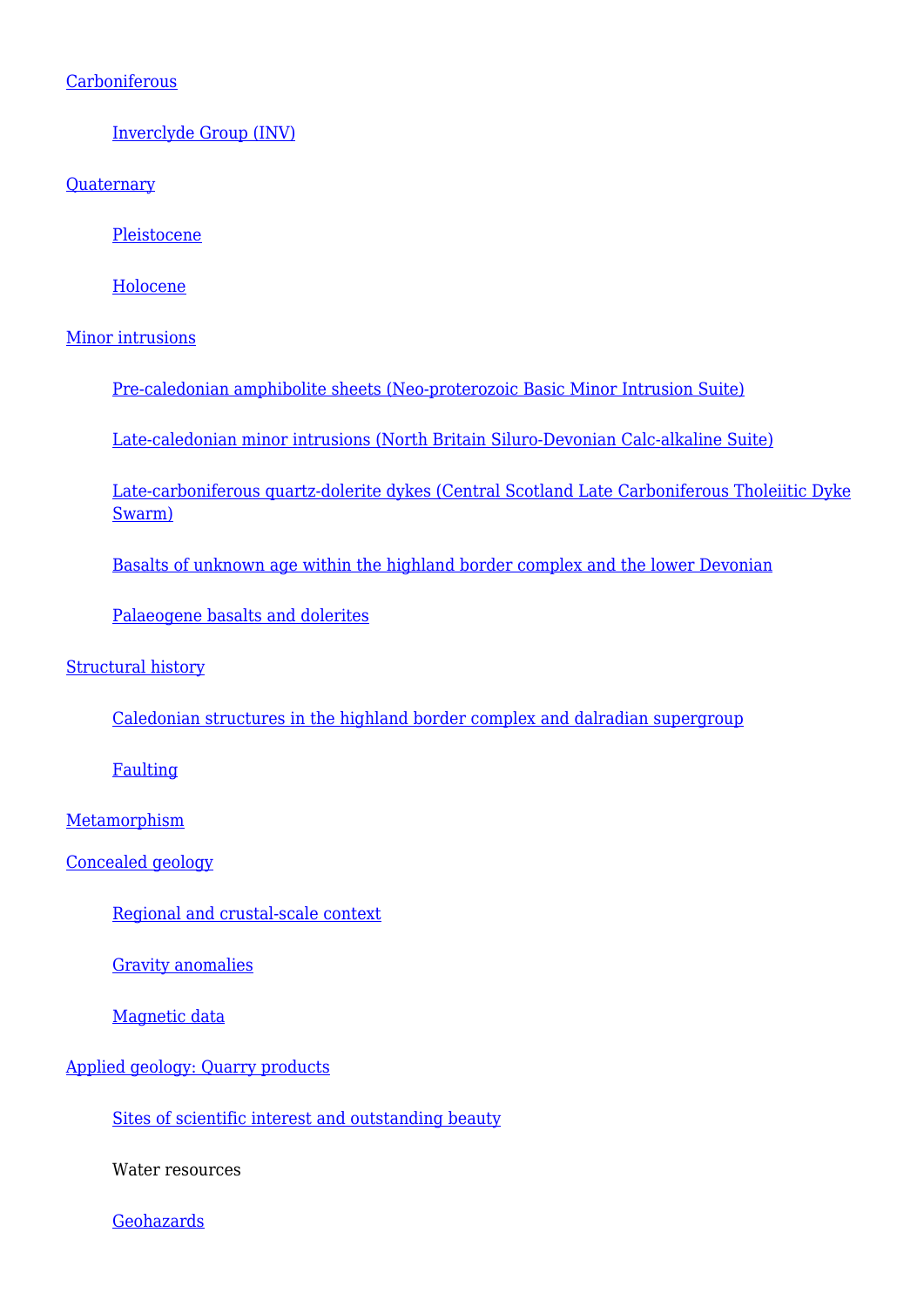- [Carboniferous]()
    - [Inverclyde Group (INV)]()
- [Quaternary]()
    - [Pleistocene]()
    - [Holocene]()
- [Minor intrusions]()
    - [Pre-caledonian amphibolite sheets (Neo-proterozoic Basic Minor Intrusion Suite)]()
    - [Late-caledonian minor intrusions (North Britain Siluro-Devonian Calc-alkaline Suite)]()
    - [Late-carboniferous quartz-dolerite dykes (Central Scotland Late Carboniferous Tholeiitic Dyke Swarm)]()
    - [Basalts of unknown age within the highland border complex and the lower Devonian]()
    - [Palaeogene basalts and dolerites]()
- [Structural history]()
    - [Caledonian structures in the highland border complex and dalradian supergroup]()
    - [Faulting]()
- [Metamorphism]()
- [Concealed geology]()
    - [Regional and crustal-scale context]()
    - [Gravity anomalies]()
    - [Magnetic data]()
- [Applied geology: Quarry products]()
    - [Sites of scientific interest and outstanding beauty]()
    - Water resources
    - [Geohazards]()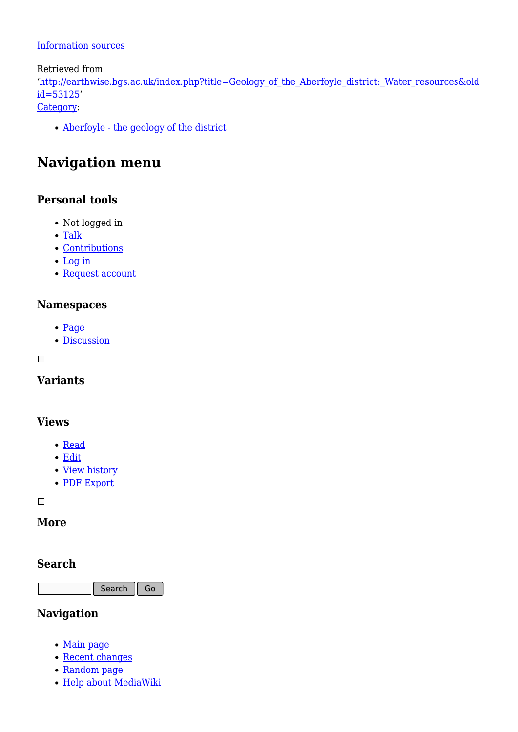Information sources

Retrieved from
'http://earthwise.bgs.ac.uk/index.php?title=Geology_of_the_Aberfoyle_district:_Water_resources&oldid=53125'

Category:

- Aberfoyle - the geology of the district

## Navigation menu

### Personal tools

- Not logged in
- Talk
- Contributions
- Log in
- Request account

### Namespaces

- Page
- Discussion

### Variants

### Views

- Read
- Edit
- View history
- PDF Export

### More

### Search

Search Go

### Navigation

- Main page
- Recent changes
- Random page
- Help about MediaWiki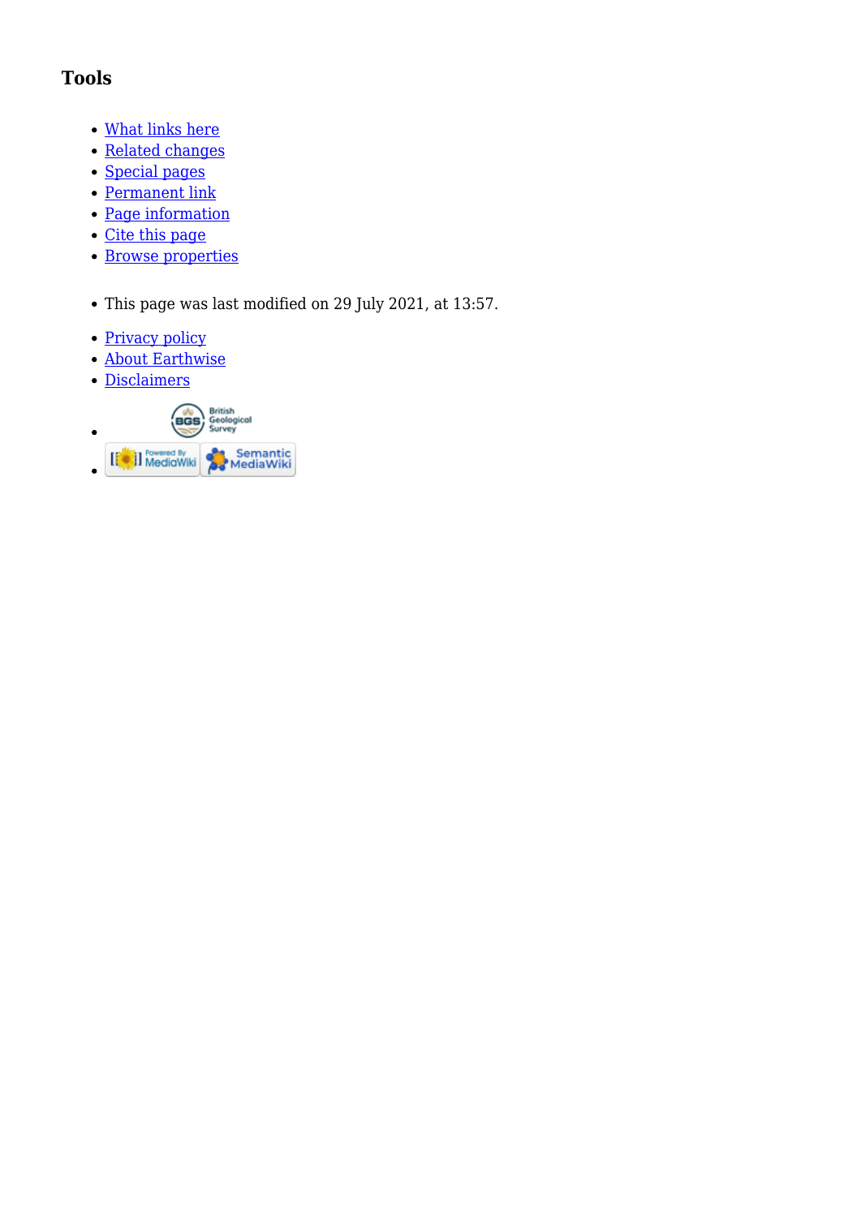### Tools

- What links here
- Related changes
- Special pages
- Permanent link
- Page information
- Cite this page
- Browse properties

- This page was last modified on 29 July 2021, at 13:57.

- Privacy policy
- About Earthwise
- Disclaimers